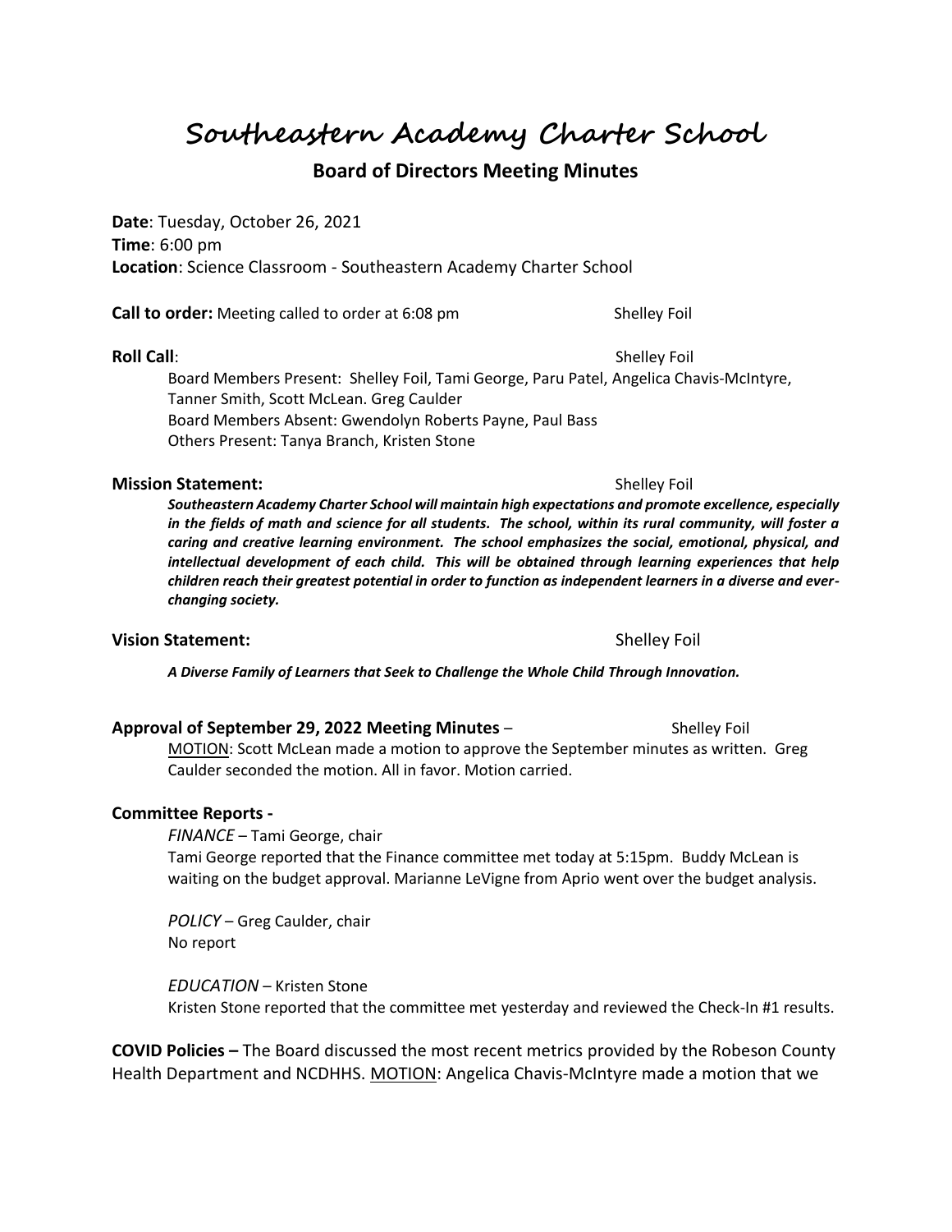# Southeastern Academy Charter School

## Board of Directors Meeting Minutes

**Date**: Tuesday, October 26, 2021
**Time**: 6:00 pm
**Location**: Science Classroom - Southeastern Academy Charter School

**Call to order:** Meeting called to order at 6:08 pm — Shelley Foil

**Roll Call**: — Shelley Foil

Board Members Present: Shelley Foil, Tami George, Paru Patel, Angelica Chavis-McIntyre, Tanner Smith, Scott McLean. Greg Caulder
Board Members Absent: Gwendolyn Roberts Payne, Paul Bass
Others Present: Tanya Branch, Kristen Stone

**Mission Statement:** — Shelley Foil

***Southeastern Academy Charter School will maintain high expectations and promote excellence, especially in the fields of math and science for all students. The school, within its rural community, will foster a caring and creative learning environment. The school emphasizes the social, emotional, physical, and intellectual development of each child. This will be obtained through learning experiences that help children reach their greatest potential in order to function as independent learners in a diverse and ever-changing society.***

**Vision Statement:** — Shelley Foil

***A Diverse Family of Learners that Seek to Challenge the Whole Child Through Innovation.***

**Approval of September 29, 2022 Meeting Minutes** – Shelley Foil

MOTION: Scott McLean made a motion to approve the September minutes as written. Greg Caulder seconded the motion. All in favor. Motion carried.

**Committee Reports -**

*FINANCE* – Tami George, chair
Tami George reported that the Finance committee met today at 5:15pm. Buddy McLean is waiting on the budget approval. Marianne LeVigne from Aprio went over the budget analysis.

*POLICY* – Greg Caulder, chair
No report

*EDUCATION* – Kristen Stone
Kristen Stone reported that the committee met yesterday and reviewed the Check-In #1 results.

**COVID Policies –** The Board discussed the most recent metrics provided by the Robeson County Health Department and NCDHHS. MOTION: Angelica Chavis-McIntyre made a motion that we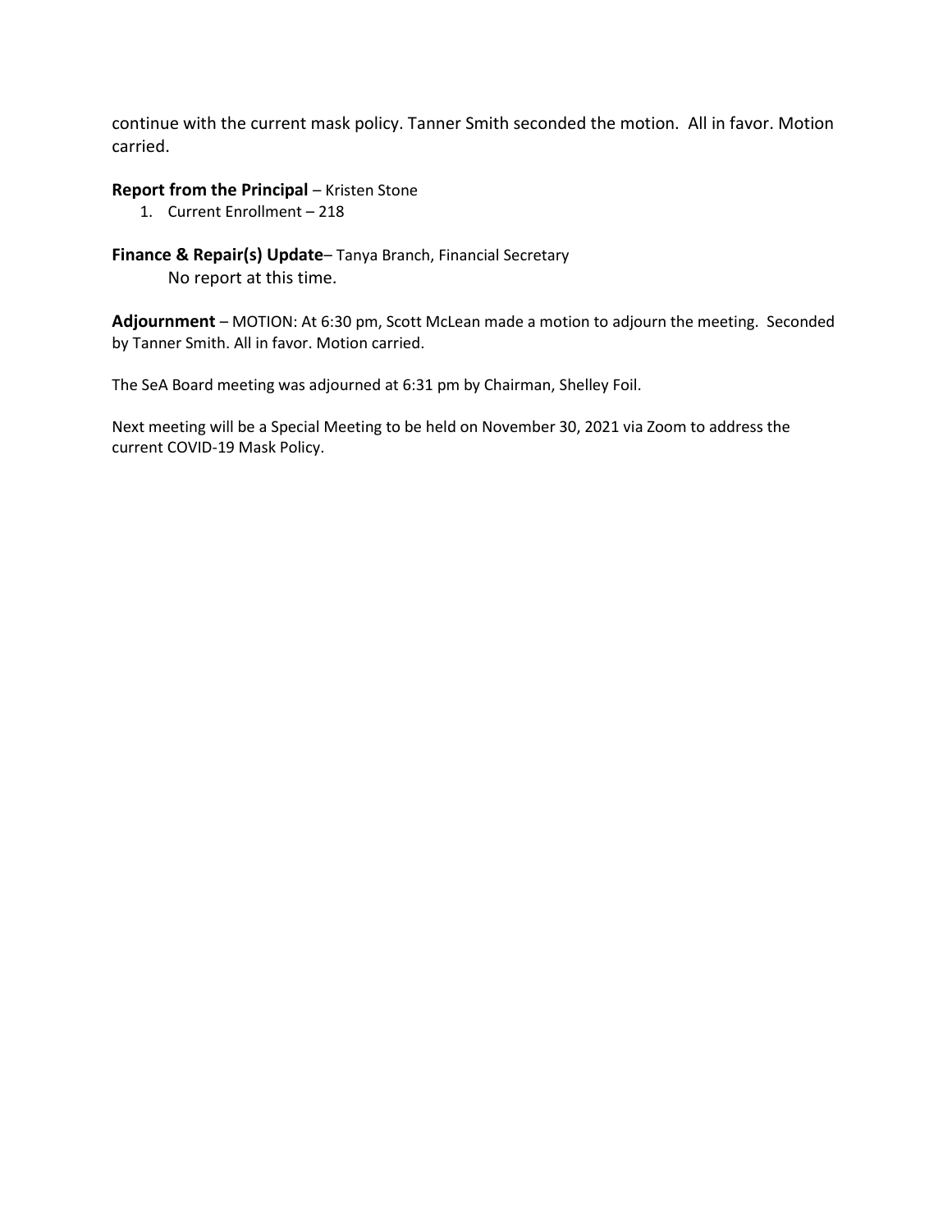continue with the current mask policy. Tanner Smith seconded the motion. All in favor. Motion carried.

**Report from the Principal** – Kristen Stone

1. Current Enrollment – 218

**Finance & Repair(s) Update**– Tanya Branch, Financial Secretary

No report at this time.

**Adjournment** – MOTION: At 6:30 pm, Scott McLean made a motion to adjourn the meeting. Seconded by Tanner Smith. All in favor. Motion carried.

The SeA Board meeting was adjourned at 6:31 pm by Chairman, Shelley Foil.

Next meeting will be a Special Meeting to be held on November 30, 2021 via Zoom to address the current COVID-19 Mask Policy.